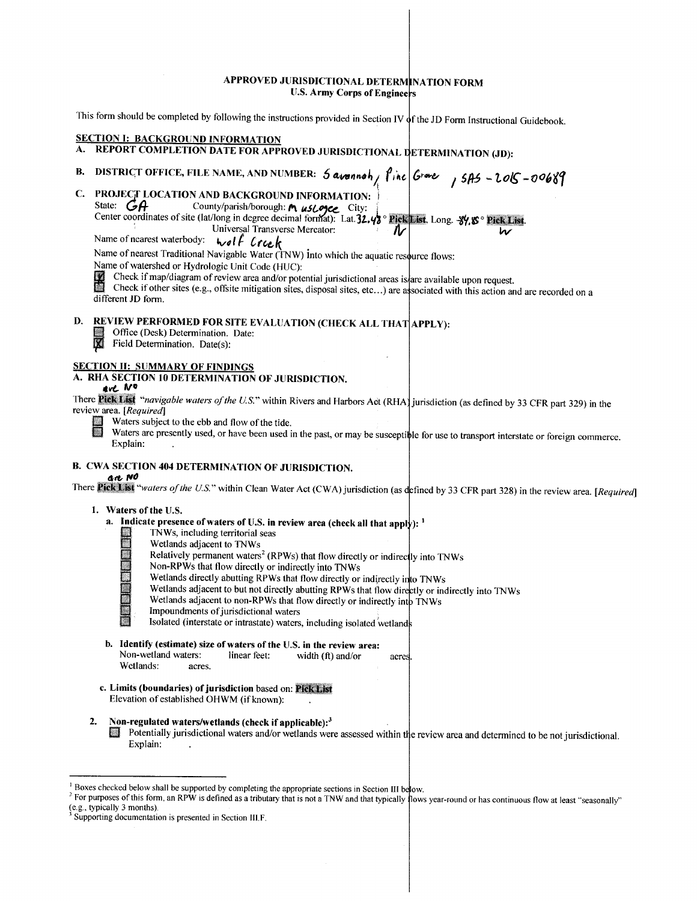# APPROVED JURISDICTIONAL DETERMINATION FORM
## U.S. Army Corps of Engineers

This form should be completed by following the instructions provided in Section IV of the JD Form Instructional Guidebook.

## SECTION I: BACKGROUND INFORMATION

**A. REPORT COMPLETION DATE FOR APPROVED JURISDICTIONAL DETERMINATION (JD):**

**B. DISTRICT OFFICE, FILE NAME, AND NUMBER:** Savannah, Pine Grove, SAS-2015-00689

**C. PROJECT LOCATION AND BACKGROUND INFORMATION:**

State: GA County/parish/borough: Muscogee City:

Center coordinates of site (lat/long in degree decimal format): Lat. 32.48° N, Long. 84.85° W.

Universal Transverse Mercator:

Name of nearest waterbody: Wolf Creek

Name of nearest Traditional Navigable Water (TNW) into which the aquatic resource flows:

Name of watershed or Hydrologic Unit Code (HUC):

- [x] Check if map/diagram of review area and/or potential jurisdictional areas is/are available upon request.
- [ ] Check if other sites (e.g., offsite mitigation sites, disposal sites, etc…) are associated with this action and are recorded on a different JD form.

**D. REVIEW PERFORMED FOR SITE EVALUATION (CHECK ALL THAT APPLY):**

- [ ] Office (Desk) Determination. Date:
- [x] Field Determination. Date(s):

## SECTION II: SUMMARY OF FINDINGS

**A. RHA SECTION 10 DETERMINATION OF JURISDICTION.**

There are no *"navigable waters of the U.S."* within Rivers and Harbors Act (RHA) jurisdiction (as defined by 33 CFR part 329) in the review area. *[Required]*

- [ ] Waters subject to the ebb and flow of the tide.
- [ ] Waters are presently used, or have been used in the past, or may be susceptible for use to transport interstate or foreign commerce.
  Explain:

**B. CWA SECTION 404 DETERMINATION OF JURISDICTION.**

There are no *"waters of the U.S."* within Clean Water Act (CWA) jurisdiction (as defined by 33 CFR part 328) in the review area. *[Required]*

1. **Waters of the U.S.**

   a. **Indicate presence of waters of U.S. in review area (check all that apply):** [1]
   - [ ] TNWs, including territorial seas
   - [ ] Wetlands adjacent to TNWs
   - [ ] Relatively permanent waters[2] (RPWs) that flow directly or indirectly into TNWs
   - [ ] Non-RPWs that flow directly or indirectly into TNWs
   - [ ] Wetlands directly abutting RPWs that flow directly or indirectly into TNWs
   - [ ] Wetlands adjacent to but not directly abutting RPWs that flow directly or indirectly into TNWs
   - [ ] Wetlands adjacent to non-RPWs that flow directly or indirectly into TNWs
   - [ ] Impoundments of jurisdictional waters
   - [ ] Isolated (interstate or intrastate) waters, including isolated wetlands

   b. **Identify (estimate) size of waters of the U.S. in the review area:**
   Non-wetland waters: linear feet: width (ft) and/or acres.
   Wetlands: acres.

   c. **Limits (boundaries) of jurisdiction** based on: Pick List
   Elevation of established OHWM (if known):

2. **Non-regulated waters/wetlands (check if applicable):**[3]
   - [ ] Potentially jurisdictional waters and/or wetlands were assessed within the review area and determined to be not jurisdictional.
     Explain:

---

[1] Boxes checked below shall be supported by completing the appropriate sections in Section III below.

[2] For purposes of this form, an RPW is defined as a tributary that is not a TNW and that typically flows year-round or has continuous flow at least "seasonally" (e.g., typically 3 months).

[3] Supporting documentation is presented in Section III.F.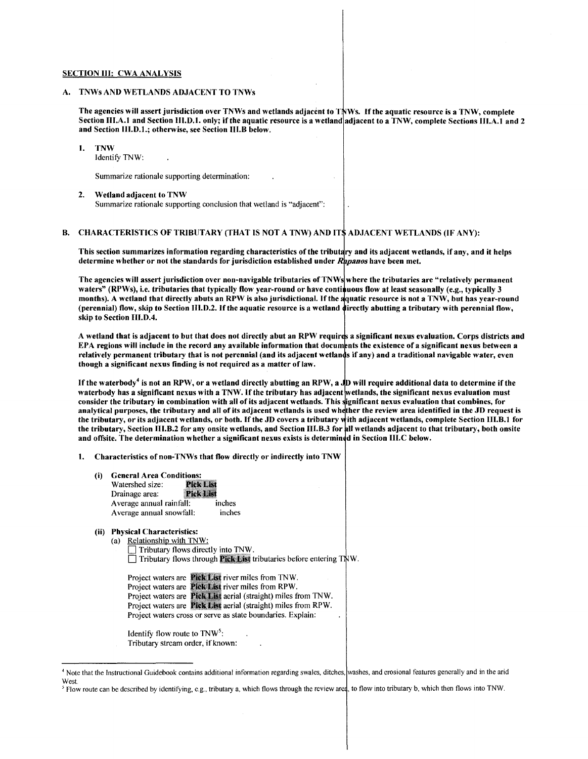## SECTION III: CWA ANALYSIS

### A. TNWs AND WETLANDS ADJACENT TO TNWs

**The agencies will assert jurisdiction over TNWs and wetlands adjacent to TNWs. If the aquatic resource is a TNW, complete Section III.A.1 and Section III.D.1. only; if the aquatic resource is a wetland adjacent to a TNW, complete Sections III.A.1 and 2 and Section III.D.1.; otherwise, see Section III.B below.**

1. **TNW**
   Identify TNW: .

   Summarize rationale supporting determination: .

2. **Wetland adjacent to TNW**
   Summarize rationale supporting conclusion that wetland is "adjacent": .

### B. CHARACTERISTICS OF TRIBUTARY (THAT IS NOT A TNW) AND ITS ADJACENT WETLANDS (IF ANY):

**This section summarizes information regarding characteristics of the tributary and its adjacent wetlands, if any, and it helps determine whether or not the standards for jurisdiction established under *Rapanos* have been met.**

**The agencies will assert jurisdiction over non-navigable tributaries of TNWs where the tributaries are "relatively permanent waters" (RPWs), i.e. tributaries that typically flow year-round or have continuous flow at least seasonally (e.g., typically 3 months). A wetland that directly abuts an RPW is also jurisdictional. If the aquatic resource is not a TNW, but has year-round (perennial) flow, skip to Section III.D.2. If the aquatic resource is a wetland directly abutting a tributary with perennial flow, skip to Section III.D.4.**

**A wetland that is adjacent to but that does not directly abut an RPW requires a significant nexus evaluation. Corps districts and EPA regions will include in the record any available information that documents the existence of a significant nexus between a relatively permanent tributary that is not perennial (and its adjacent wetlands if any) and a traditional navigable water, even though a significant nexus finding is not required as a matter of law.**

**If the waterbody[4] is not an RPW, or a wetland directly abutting an RPW, a JD will require additional data to determine if the waterbody has a significant nexus with a TNW. If the tributary has adjacent wetlands, the significant nexus evaluation must consider the tributary in combination with all of its adjacent wetlands. This significant nexus evaluation that combines, for analytical purposes, the tributary and all of its adjacent wetlands is used whether the review area identified in the JD request is the tributary, or its adjacent wetlands, or both. If the JD covers a tributary with adjacent wetlands, complete Section III.B.1 for the tributary, Section III.B.2 for any onsite wetlands, and Section III.B.3 for all wetlands adjacent to that tributary, both onsite and offsite. The determination whether a significant nexus exists is determined in Section III.C below.**

1. **Characteristics of non-TNWs that flow directly or indirectly into TNW**

   **(i) General Area Conditions:**
   Watershed size: **Pick List**
   Drainage area: **Pick List**
   Average annual rainfall: inches
   Average annual snowfall: inches

   **(ii) Physical Characteristics:**
   (a) Relationship with TNW:
   ☐ Tributary flows directly into TNW.
   ☐ Tributary flows through **Pick List** tributaries before entering TNW.

   Project waters are **Pick List** river miles from TNW.
   Project waters are **Pick List** river miles from RPW.
   Project waters are **Pick List** aerial (straight) miles from TNW.
   Project waters are **Pick List** aerial (straight) miles from RPW.
   Project waters cross or serve as state boundaries. Explain: .

   Identify flow route to TNW[5]: .
   Tributary stream order, if known: .

---

[4] Note that the Instructional Guidebook contains additional information regarding swales, ditches, washes, and erosional features generally and in the arid West.

[5] Flow route can be described by identifying, e.g., tributary a, which flows through the review area, to flow into tributary b, which then flows into TNW.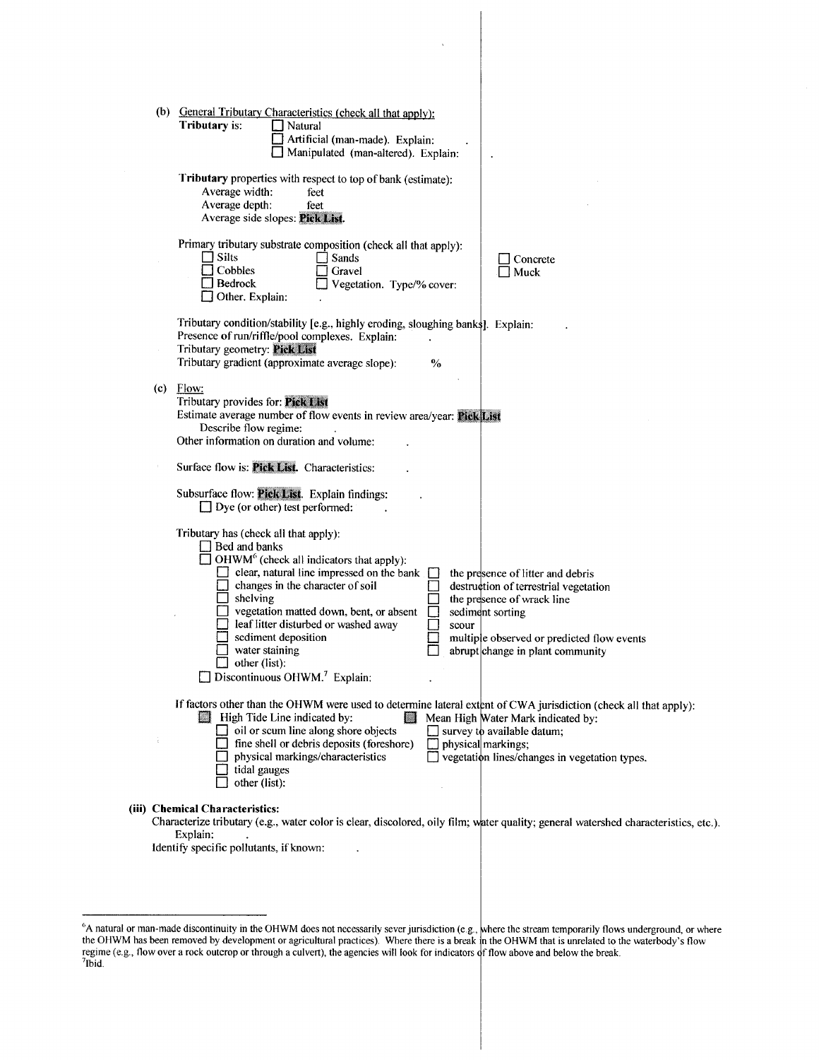(b) General Tributary Characteristics (check all that apply):

**Tributary** is: ☐ Natural
☐ Artificial (man-made). Explain: .
☐ Manipulated (man-altered). Explain: .

**Tributary** properties with respect to top of bank (estimate):
Average width: feet
Average depth: feet
Average side slopes: **Pick List**.

Primary tributary substrate composition (check all that apply):
☐ Silts ☐ Sands ☐ Concrete
☐ Cobbles ☐ Gravel ☐ Muck
☐ Bedrock ☐ Vegetation. Type/% cover:
☐ Other. Explain: .

Tributary condition/stability [e.g., highly eroding, sloughing banks]. Explain: .
Presence of run/riffle/pool complexes. Explain: .
Tributary geometry: **Pick List**
Tributary gradient (approximate average slope): %

(c) Flow:

Tributary provides for: **Pick List**
Estimate average number of flow events in review area/year: **Pick List**
Describe flow regime: .
Other information on duration and volume: .

Surface flow is: **Pick List.** Characteristics: .

Subsurface flow: **Pick List**. Explain findings: .
☐ Dye (or other) test performed: .

Tributary has (check all that apply):
☐ Bed and banks
☐ OHWM[6] (check all indicators that apply):
☐ clear, natural line impressed on the bank ☐ the presence of litter and debris
☐ changes in the character of soil ☐ destruction of terrestrial vegetation
☐ shelving ☐ the presence of wrack line
☐ vegetation matted down, bent, or absent ☐ sediment sorting
☐ leaf litter disturbed or washed away ☐ scour
☐ sediment deposition ☐ multiple observed or predicted flow events
☐ water staining ☐ abrupt change in plant community
☐ other (list):
☐ Discontinuous OHWM.[7] Explain: .

If factors other than the OHWM were used to determine lateral extent of CWA jurisdiction (check all that apply):
☐ High Tide Line indicated by: ☐ Mean High Water Mark indicated by:
☐ oil or scum line along shore objects ☐ survey to available datum;
☐ fine shell or debris deposits (foreshore) ☐ physical markings;
☐ physical markings/characteristics ☐ vegetation lines/changes in vegetation types.
☐ tidal gauges
☐ other (list):

**(iii) Chemical Characteristics:**

Characterize tributary (e.g., water color is clear, discolored, oily film; water quality; general watershed characteristics, etc.).
Explain: .
Identify specific pollutants, if known: .

---

[6]A natural or man-made discontinuity in the OHWM does not necessarily sever jurisdiction (e.g., where the stream temporarily flows underground, or where the OHWM has been removed by development or agricultural practices). Where there is a break in the OHWM that is unrelated to the waterbody's flow regime (e.g., flow over a rock outcrop or through a culvert), the agencies will look for indicators of flow above and below the break.
[7]Ibid.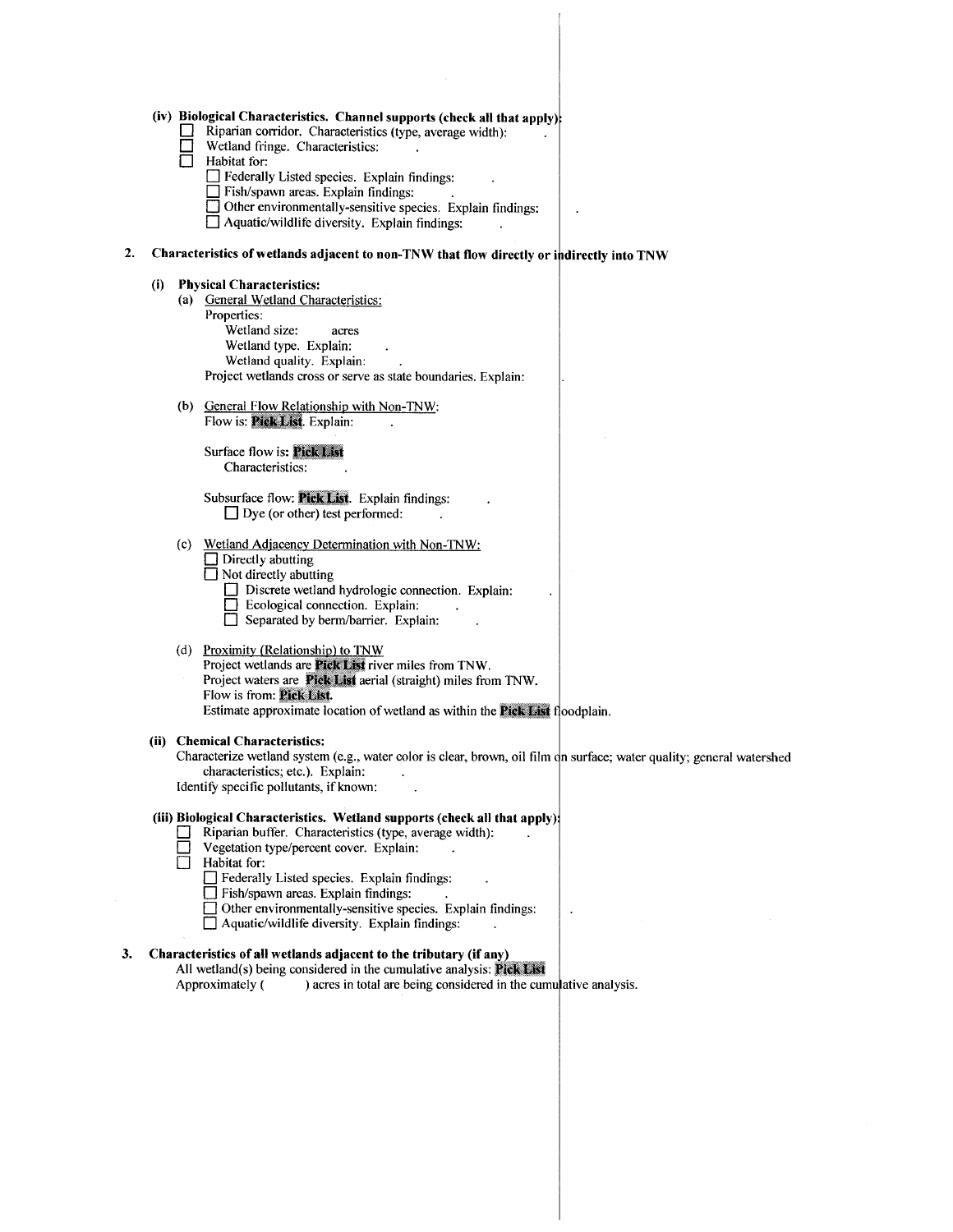(iv) **Biological Characteristics. Channel supports (check all that apply):**

- ☐ Riparian corridor. Characteristics (type, average width): .
- ☐ Wetland fringe. Characteristics: .
- ☐ Habitat for:
  - ☐ Federally Listed species. Explain findings: .
  - ☐ Fish/spawn areas. Explain findings: .
  - ☐ Other environmentally-sensitive species. Explain findings: .
  - ☐ Aquatic/wildlife diversity. Explain findings: .

**2. Characteristics of wetlands adjacent to non-TNW that flow directly or indirectly into TNW**

**(i) Physical Characteristics:**

(a) General Wetland Characteristics:

Properties:

Wetland size: acres

Wetland type. Explain: .

Wetland quality. Explain: .

Project wetlands cross or serve as state boundaries. Explain: .

(b) General Flow Relationship with Non-TNW:

Flow is: **Pick List**. Explain: .

Surface flow is: **Pick List**

Characteristics: .

Subsurface flow: **Pick List**. Explain findings: .

☐ Dye (or other) test performed: .

(c) Wetland Adjacency Determination with Non-TNW:

- ☐ Directly abutting
- ☐ Not directly abutting
  - ☐ Discrete wetland hydrologic connection. Explain: .
  - ☐ Ecological connection. Explain: .
  - ☐ Separated by berm/barrier. Explain: .

(d) Proximity (Relationship) to TNW

Project wetlands are **Pick List** river miles from TNW.

Project waters are **Pick List** aerial (straight) miles from TNW.

Flow is from: **Pick List**.

Estimate approximate location of wetland as within the **Pick List** floodplain.

**(ii) Chemical Characteristics:**

Characterize wetland system (e.g., water color is clear, brown, oil film on surface; water quality; general watershed characteristics; etc.). Explain: .

Identify specific pollutants, if known: .

**(iii) Biological Characteristics. Wetland supports (check all that apply):**

- ☐ Riparian buffer. Characteristics (type, average width): .
- ☐ Vegetation type/percent cover. Explain: .
- ☐ Habitat for:
  - ☐ Federally Listed species. Explain findings: .
  - ☐ Fish/spawn areas. Explain findings: .
  - ☐ Other environmentally-sensitive species. Explain findings: .
  - ☐ Aquatic/wildlife diversity. Explain findings: .

**3. Characteristics of all wetlands adjacent to the tributary (if any)**

All wetland(s) being considered in the cumulative analysis: **Pick List**

Approximately ( ) acres in total are being considered in the cumulative analysis.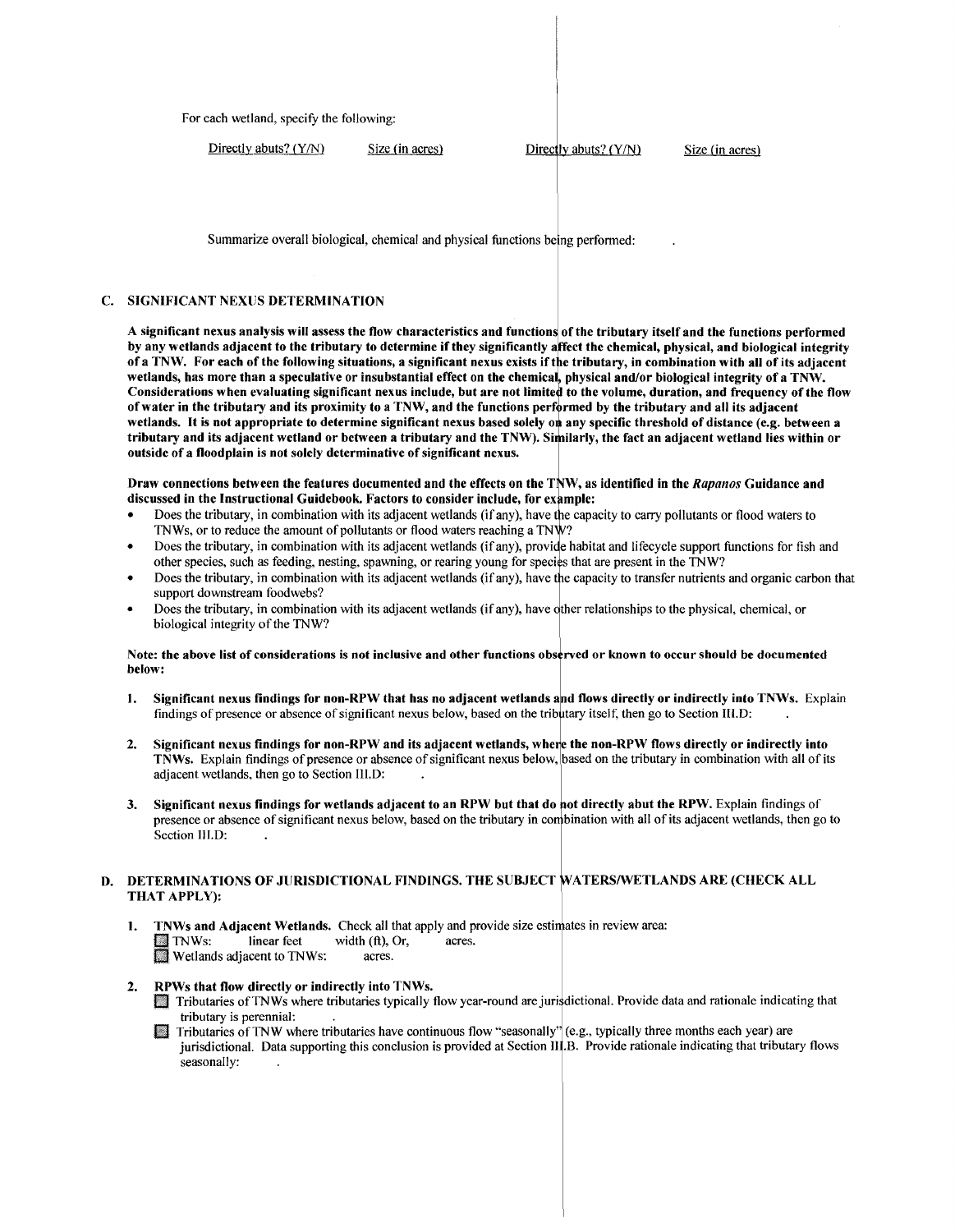For each wetland, specify the following:

| Directly abuts? (Y/N) | Size (in acres) | Directly abuts? (Y/N) | Size (in acres) |
|---|---|---|---|

Summarize overall biological, chemical and physical functions being performed: .

## C. SIGNIFICANT NEXUS DETERMINATION

**A significant nexus analysis will assess the flow characteristics and functions of the tributary itself and the functions performed by any wetlands adjacent to the tributary to determine if they significantly affect the chemical, physical, and biological integrity of a TNW. For each of the following situations, a significant nexus exists if the tributary, in combination with all of its adjacent wetlands, has more than a speculative or insubstantial effect on the chemical, physical and/or biological integrity of a TNW. Considerations when evaluating significant nexus include, but are not limited to the volume, duration, and frequency of the flow of water in the tributary and its proximity to a TNW, and the functions performed by the tributary and all its adjacent wetlands. It is not appropriate to determine significant nexus based solely on any specific threshold of distance (e.g. between a tributary and its adjacent wetland or between a tributary and the TNW). Similarly, the fact an adjacent wetland lies within or outside of a floodplain is not solely determinative of significant nexus.**

**Draw connections between the features documented and the effects on the TNW, as identified in the *Rapanos* Guidance and discussed in the Instructional Guidebook. Factors to consider include, for example:**

- Does the tributary, in combination with its adjacent wetlands (if any), have the capacity to carry pollutants or flood waters to TNWs, or to reduce the amount of pollutants or flood waters reaching a TNW?
- Does the tributary, in combination with its adjacent wetlands (if any), provide habitat and lifecycle support functions for fish and other species, such as feeding, nesting, spawning, or rearing young for species that are present in the TNW?
- Does the tributary, in combination with its adjacent wetlands (if any), have the capacity to transfer nutrients and organic carbon that support downstream foodwebs?
- Does the tributary, in combination with its adjacent wetlands (if any), have other relationships to the physical, chemical, or biological integrity of the TNW?

**Note: the above list of considerations is not inclusive and other functions observed or known to occur should be documented below:**

1. **Significant nexus findings for non-RPW that has no adjacent wetlands and flows directly or indirectly into TNWs.** Explain findings of presence or absence of significant nexus below, based on the tributary itself, then go to Section III.D: .

2. **Significant nexus findings for non-RPW and its adjacent wetlands, where the non-RPW flows directly or indirectly into TNWs.** Explain findings of presence or absence of significant nexus below, based on the tributary in combination with all of its adjacent wetlands, then go to Section III.D: .

3. **Significant nexus findings for wetlands adjacent to an RPW but that do not directly abut the RPW.** Explain findings of presence or absence of significant nexus below, based on the tributary in combination with all of its adjacent wetlands, then go to Section III.D: .

## D. DETERMINATIONS OF JURISDICTIONAL FINDINGS. THE SUBJECT WATERS/WETLANDS ARE (CHECK ALL THAT APPLY):

1. **TNWs and Adjacent Wetlands.** Check all that apply and provide size estimates in review area:
   - ☐ TNWs: linear feet width (ft), Or, acres.
   - ☐ Wetlands adjacent to TNWs: acres.

2. **RPWs that flow directly or indirectly into TNWs.**
   - ☐ Tributaries of TNWs where tributaries typically flow year-round are jurisdictional. Provide data and rationale indicating that tributary is perennial: .
   - ☐ Tributaries of TNW where tributaries have continuous flow "seasonally" (e.g., typically three months each year) are jurisdictional. Data supporting this conclusion is provided at Section III.B. Provide rationale indicating that tributary flows seasonally: .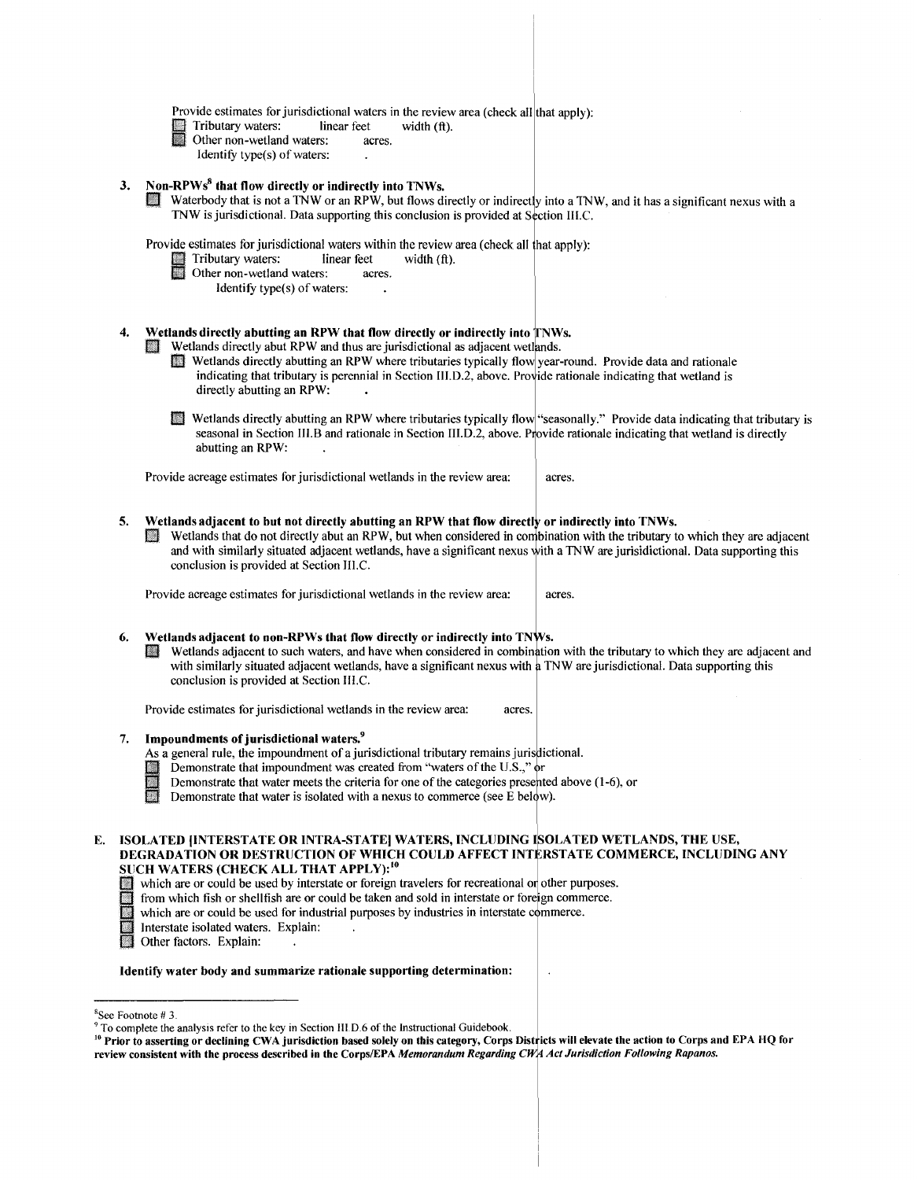Provide estimates for jurisdictional waters in the review area (check all that apply):

- Tributary waters: linear feet width (ft).
- Other non-wetland waters: acres.
  - Identify type(s) of waters: .

**3. Non-RPWs[8] that flow directly or indirectly into TNWs.**

- Waterbody that is not a TNW or an RPW, but flows directly or indirectly into a TNW, and it has a significant nexus with a TNW is jurisdictional. Data supporting this conclusion is provided at Section III.C.

Provide estimates for jurisdictional waters within the review area (check all that apply):

- Tributary waters: linear feet width (ft).
- Other non-wetland waters: acres.
  - Identify type(s) of waters: .

**4. Wetlands directly abutting an RPW that flow directly or indirectly into TNWs.**

- Wetlands directly abut RPW and thus are jurisdictional as adjacent wetlands.
  - Wetlands directly abutting an RPW where tributaries typically flow year-round. Provide data and rationale indicating that tributary is perennial in Section III.D.2, above. Provide rationale indicating that wetland is directly abutting an RPW: .
  - Wetlands directly abutting an RPW where tributaries typically flow "seasonally." Provide data indicating that tributary is seasonal in Section III.B and rationale in Section III.D.2, above. Provide rationale indicating that wetland is directly abutting an RPW: .

Provide acreage estimates for jurisdictional wetlands in the review area: acres.

**5. Wetlands adjacent to but not directly abutting an RPW that flow directly or indirectly into TNWs.**

- Wetlands that do not directly abut an RPW, but when considered in combination with the tributary to which they are adjacent and with similarly situated adjacent wetlands, have a significant nexus with a TNW are jurisidictional. Data supporting this conclusion is provided at Section III.C.

Provide acreage estimates for jurisdictional wetlands in the review area: acres.

**6. Wetlands adjacent to non-RPWs that flow directly or indirectly into TNWs.**

- Wetlands adjacent to such waters, and have when considered in combination with the tributary to which they are adjacent and with similarly situated adjacent wetlands, have a significant nexus with a TNW are jurisdictional. Data supporting this conclusion is provided at Section III.C.

Provide estimates for jurisdictional wetlands in the review area: acres.

**7. Impoundments of jurisdictional waters.[9]**

As a general rule, the impoundment of a jurisdictional tributary remains jurisdictional.

- Demonstrate that impoundment was created from "waters of the U.S.," or
- Demonstrate that water meets the criteria for one of the categories presented above (1-6), or
- Demonstrate that water is isolated with a nexus to commerce (see E below).

**E. ISOLATED [INTERSTATE OR INTRA-STATE] WATERS, INCLUDING ISOLATED WETLANDS, THE USE, DEGRADATION OR DESTRUCTION OF WHICH COULD AFFECT INTERSTATE COMMERCE, INCLUDING ANY SUCH WATERS (CHECK ALL THAT APPLY):[10]**

- which are or could be used by interstate or foreign travelers for recreational or other purposes.
- from which fish or shellfish are or could be taken and sold in interstate or foreign commerce.
- which are or could be used for industrial purposes by industries in interstate commerce.
- Interstate isolated waters. Explain: .
- Other factors. Explain: .

**Identify water body and summarize rationale supporting determination:** .

---

[8] See Footnote # 3.

[9] To complete the analysis refer to the key in Section III.D.6 of the Instructional Guidebook.

[10] **Prior to asserting or declining CWA jurisdiction based solely on this category, Corps Districts will elevate the action to Corps and EPA HQ for review consistent with the process described in the Corps/EPA *Memorandum Regarding CWA Act Jurisdiction Following Rapanos.***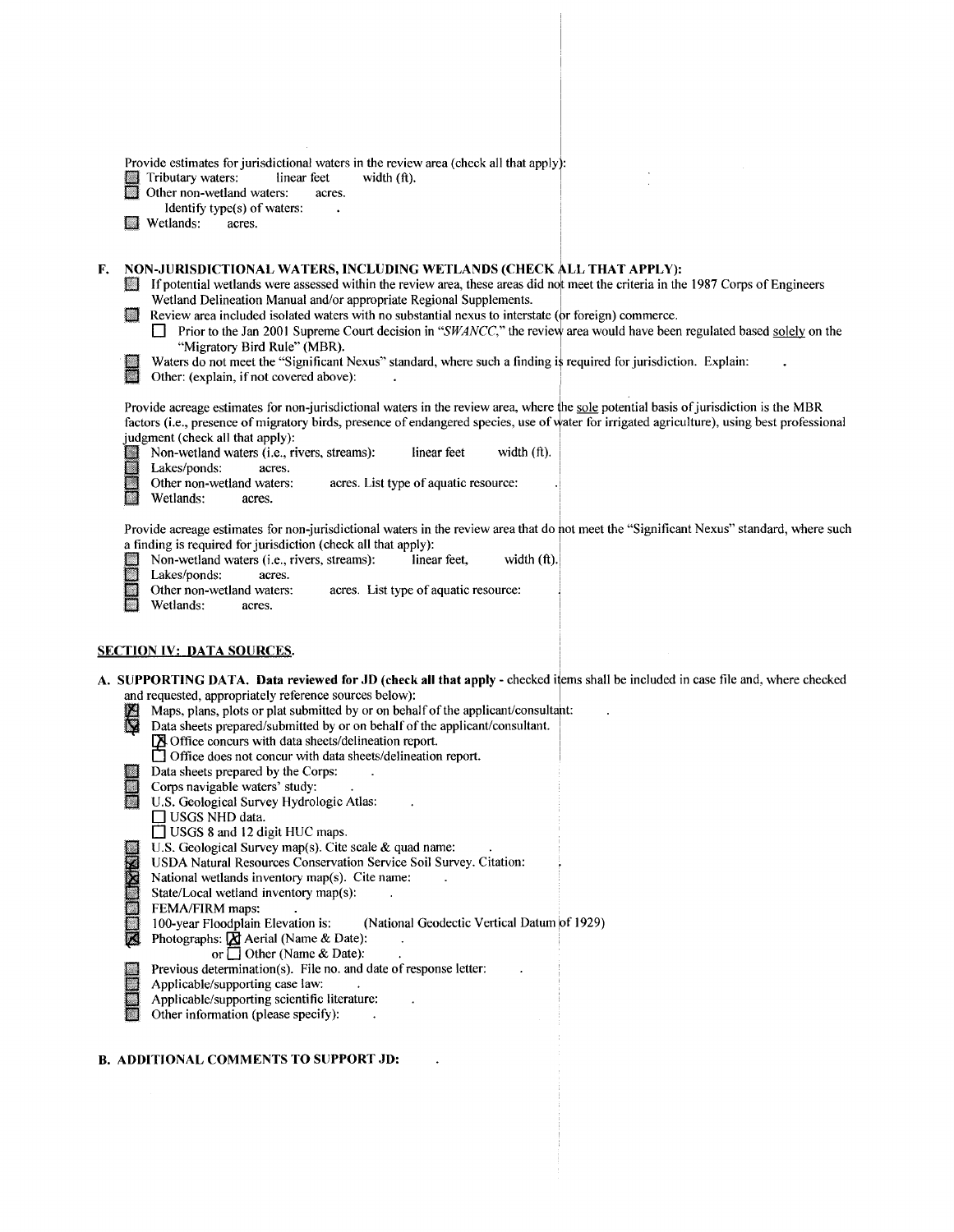Provide estimates for jurisdictional waters in the review area (check all that apply):

- ☐ Tributary waters: linear feet width (ft).
- ☐ Other non-wetland waters: acres.
  - Identify type(s) of waters: .
- ☐ Wetlands: acres.

**F. NON-JURISDICTIONAL WATERS, INCLUDING WETLANDS (CHECK ALL THAT APPLY):**

- ☐ If potential wetlands were assessed within the review area, these areas did not meet the criteria in the 1987 Corps of Engineers Wetland Delineation Manual and/or appropriate Regional Supplements.
- ☐ Review area included isolated waters with no substantial nexus to interstate (or foreign) commerce.
  - ☐ Prior to the Jan 2001 Supreme Court decision in "*SWANCC*," the review area would have been regulated based solely on the "Migratory Bird Rule" (MBR).
- ☐ Waters do not meet the "Significant Nexus" standard, where such a finding is required for jurisdiction. Explain: .
- ☐ Other: (explain, if not covered above): .

Provide acreage estimates for non-jurisdictional waters in the review area, where the sole potential basis of jurisdiction is the MBR factors (i.e., presence of migratory birds, presence of endangered species, use of water for irrigated agriculture), using best professional judgment (check all that apply):

- ☐ Non-wetland waters (i.e., rivers, streams): linear feet width (ft).
- ☐ Lakes/ponds: acres.
- ☐ Other non-wetland waters: acres. List type of aquatic resource:
- ☐ Wetlands: acres.

Provide acreage estimates for non-jurisdictional waters in the review area that do not meet the "Significant Nexus" standard, where such a finding is required for jurisdiction (check all that apply):

- ☐ Non-wetland waters (i.e., rivers, streams): linear feet, width (ft).
- ☐ Lakes/ponds: acres.
- ☐ Other non-wetland waters: acres. List type of aquatic resource:
- ☐ Wetlands: acres.

## SECTION IV: DATA SOURCES.

**A. SUPPORTING DATA. Data reviewed for JD (check all that apply** - checked items shall be included in case file and, where checked and requested, appropriately reference sources below):

- ☒ Maps, plans, plots or plat submitted by or on behalf of the applicant/consultant: .
- ☒ Data sheets prepared/submitted by or on behalf of the applicant/consultant.
  - ☒ Office concurs with data sheets/delineation report.
  - ☐ Office does not concur with data sheets/delineation report.
- ☐ Data sheets prepared by the Corps: .
- ☐ Corps navigable waters' study: .
- ☐ U.S. Geological Survey Hydrologic Atlas: .
  - ☐ USGS NHD data.
  - ☐ USGS 8 and 12 digit HUC maps.
- ☐ U.S. Geological Survey map(s). Cite scale & quad name: .
- ☒ USDA Natural Resources Conservation Service Soil Survey. Citation: .
- ☒ National wetlands inventory map(s). Cite name: .
- ☐ State/Local wetland inventory map(s): .
- ☐ FEMA/FIRM maps: .
- ☐ 100-year Floodplain Elevation is: (National Geodectic Vertical Datum of 1929)
- ☒ Photographs: ☒ Aerial (Name & Date): .
  - or ☐ Other (Name & Date): .
- ☐ Previous determination(s). File no. and date of response letter: .
- ☐ Applicable/supporting case law: .
- ☐ Applicable/supporting scientific literature: .
- ☐ Other information (please specify): .

**B. ADDITIONAL COMMENTS TO SUPPORT JD:** .